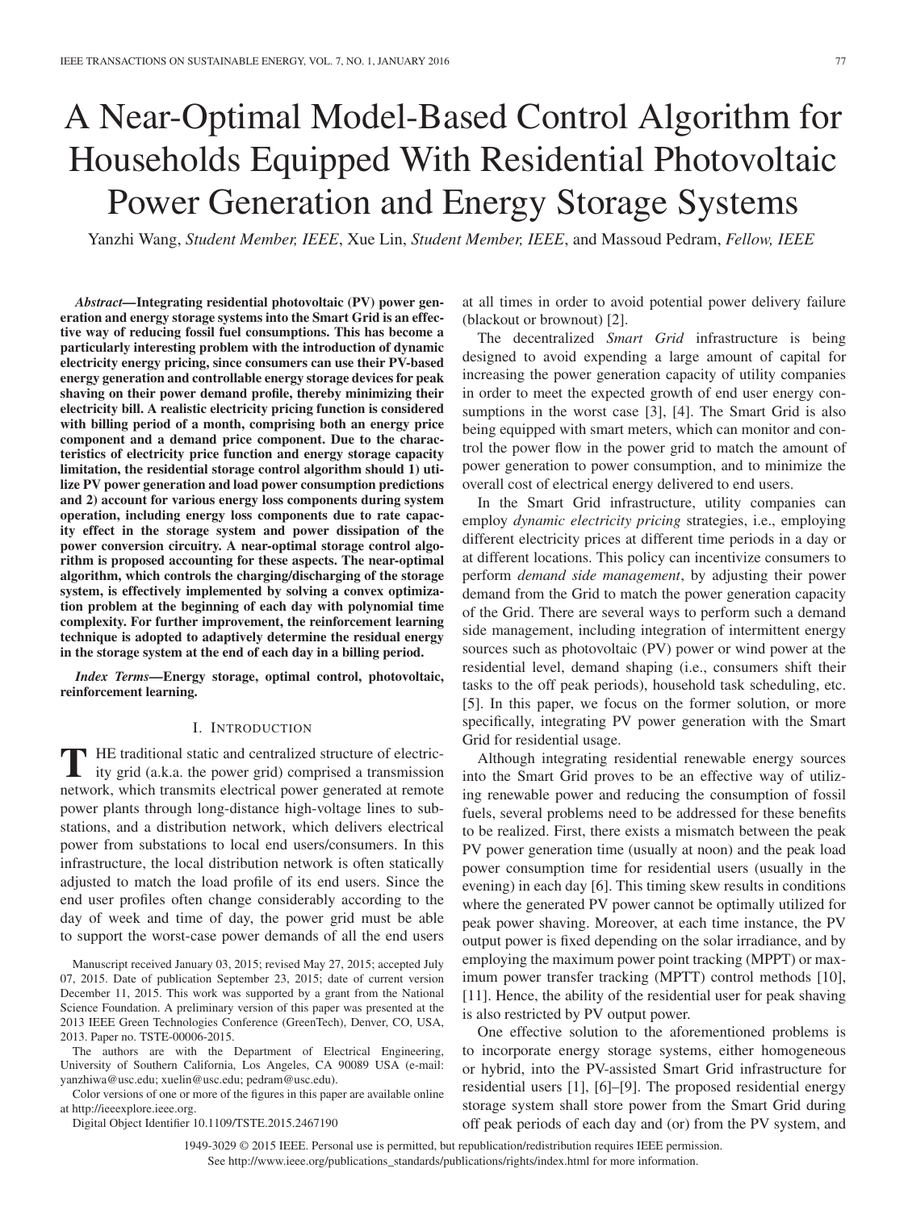# A Near-Optimal Model-Based Control Algorithm for Households Equipped With Residential Photovoltaic Power Generation and Energy Storage Systems

Yanzhi Wang, *Student Member, IEEE*, Xue Lin, *Student Member, IEEE*, and Massoud Pedram, *Fellow, IEEE*

***Abstract*—Integrating residential photovoltaic (PV) power generation and energy storage systems into the Smart Grid is an effective way of reducing fossil fuel consumptions. This has become a particularly interesting problem with the introduction of dynamic electricity energy pricing, since consumers can use their PV-based energy generation and controllable energy storage devices for peak shaving on their power demand profile, thereby minimizing their electricity bill. A realistic electricity pricing function is considered with billing period of a month, comprising both an energy price component and a demand price component. Due to the characteristics of electricity price function and energy storage capacity limitation, the residential storage control algorithm should 1) utilize PV power generation and load power consumption predictions and 2) account for various energy loss components during system operation, including energy loss components due to rate capacity effect in the storage system and power dissipation of the power conversion circuitry. A near-optimal storage control algorithm is proposed accounting for these aspects. The near-optimal algorithm, which controls the charging/discharging of the storage system, is effectively implemented by solving a convex optimization problem at the beginning of each day with polynomial time complexity. For further improvement, the reinforcement learning technique is adopted to adaptively determine the residual energy in the storage system at the end of each day in a billing period.**

***Index Terms*—Energy storage, optimal control, photovoltaic, reinforcement learning.**

## I. Introduction

The traditional static and centralized structure of electricity grid (a.k.a. the power grid) comprised a transmission network, which transmits electrical power generated at remote power plants through long-distance high-voltage lines to substations, and a distribution network, which delivers electrical power from substations to local end users/consumers. In this infrastructure, the local distribution network is often statically adjusted to match the load profile of its end users. Since the end user profiles often change considerably according to the day of week and time of day, the power grid must be able to support the worst-case power demands of all the end users at all times in order to avoid potential power delivery failure (blackout or brownout) [2].

The decentralized *Smart Grid* infrastructure is being designed to avoid expending a large amount of capital for increasing the power generation capacity of utility companies in order to meet the expected growth of end user energy consumptions in the worst case [3], [4]. The Smart Grid is also being equipped with smart meters, which can monitor and control the power flow in the power grid to match the amount of power generation to power consumption, and to minimize the overall cost of electrical energy delivered to end users.

In the Smart Grid infrastructure, utility companies can employ *dynamic electricity pricing* strategies, i.e., employing different electricity prices at different time periods in a day or at different locations. This policy can incentivize consumers to perform *demand side management*, by adjusting their power demand from the Grid to match the power generation capacity of the Grid. There are several ways to perform such a demand side management, including integration of intermittent energy sources such as photovoltaic (PV) power or wind power at the residential level, demand shaping (i.e., consumers shift their tasks to the off peak periods), household task scheduling, etc. [5]. In this paper, we focus on the former solution, or more specifically, integrating PV power generation with the Smart Grid for residential usage.

Although integrating residential renewable energy sources into the Smart Grid proves to be an effective way of utilizing renewable power and reducing the consumption of fossil fuels, several problems need to be addressed for these benefits to be realized. First, there exists a mismatch between the peak PV power generation time (usually at noon) and the peak load power consumption time for residential users (usually in the evening) in each day [6]. This timing skew results in conditions where the generated PV power cannot be optimally utilized for peak power shaving. Moreover, at each time instance, the PV output power is fixed depending on the solar irradiance, and by employing the maximum power point tracking (MPPT) or maximum power transfer tracking (MPTT) control methods [10], [11]. Hence, the ability of the residential user for peak shaving is also restricted by PV output power.

One effective solution to the aforementioned problems is to incorporate energy storage systems, either homogeneous or hybrid, into the PV-assisted Smart Grid infrastructure for residential users [1], [6]–[9]. The proposed residential energy storage system shall store power from the Smart Grid during off peak periods of each day and (or) from the PV system, and

Manuscript received January 03, 2015; revised May 27, 2015; accepted July 07, 2015. Date of publication September 23, 2015; date of current version December 11, 2015. This work was supported by a grant from the National Science Foundation. A preliminary version of this paper was presented at the 2013 IEEE Green Technologies Conference (GreenTech), Denver, CO, USA, 2013. Paper no. TSTE-00006-2015.

The authors are with the Department of Electrical Engineering, University of Southern California, Los Angeles, CA 90089 USA (e-mail: yanzhiwa@usc.edu; xuelin@usc.edu; pedram@usc.edu).

Color versions of one or more of the figures in this paper are available online at http://ieeexplore.ieee.org.

Digital Object Identifier 10.1109/TSTE.2015.2467190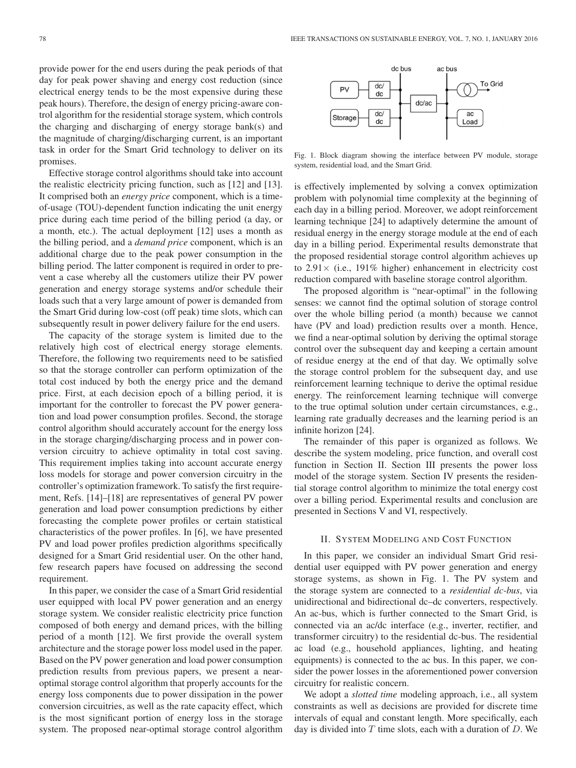provide power for the end users during the peak periods of that day for peak power shaving and energy cost reduction (since electrical energy tends to be the most expensive during these peak hours). Therefore, the design of energy pricing-aware control algorithm for the residential storage system, which controls the charging and discharging of energy storage bank(s) and the magnitude of charging/discharging current, is an important task in order for the Smart Grid technology to deliver on its promises.

Effective storage control algorithms should take into account the realistic electricity pricing function, such as [12] and [13]. It comprised both an *energy price* component, which is a time-of-usage (TOU)-dependent function indicating the unit energy price during each time period of the billing period (a day, or a month, etc.). The actual deployment [12] uses a month as the billing period, and a *demand price* component, which is an additional charge due to the peak power consumption in the billing period. The latter component is required in order to prevent a case whereby all the customers utilize their PV power generation and energy storage systems and/or schedule their loads such that a very large amount of power is demanded from the Smart Grid during low-cost (off peak) time slots, which can subsequently result in power delivery failure for the end users.

The capacity of the storage system is limited due to the relatively high cost of electrical energy storage elements. Therefore, the following two requirements need to be satisfied so that the storage controller can perform optimization of the total cost induced by both the energy price and the demand price. First, at each decision epoch of a billing period, it is important for the controller to forecast the PV power generation and load power consumption profiles. Second, the storage control algorithm should accurately account for the energy loss in the storage charging/discharging process and in power conversion circuitry to achieve optimality in total cost saving. This requirement implies taking into account accurate energy loss models for storage and power conversion circuitry in the controller's optimization framework. To satisfy the first requirement, Refs. [14]–[18] are representatives of general PV power generation and load power consumption predictions by either forecasting the complete power profiles or certain statistical characteristics of the power profiles. In [6], we have presented PV and load power profiles prediction algorithms specifically designed for a Smart Grid residential user. On the other hand, few research papers have focused on addressing the second requirement.

In this paper, we consider the case of a Smart Grid residential user equipped with local PV power generation and an energy storage system. We consider realistic electricity price function composed of both energy and demand prices, with the billing period of a month [12]. We first provide the overall system architecture and the storage power loss model used in the paper. Based on the PV power generation and load power consumption prediction results from previous papers, we present a near-optimal storage control algorithm that properly accounts for the energy loss components due to power dissipation in the power conversion circuitries, as well as the rate capacity effect, which is the most significant portion of energy loss in the storage system. The proposed near-optimal storage control algorithm is effectively implemented by solving a convex optimization problem with polynomial time complexity at the beginning of each day in a billing period. Moreover, we adopt reinforcement learning technique [24] to adaptively determine the amount of residual energy in the energy storage module at the end of each day in a billing period. Experimental results demonstrate that the proposed residential storage control algorithm achieves up to 2.91× (i.e., 191% higher) enhancement in electricity cost reduction compared with baseline storage control algorithm.

Fig. 1. Block diagram showing the interface between PV module, storage system, residential load, and the Smart Grid.

The proposed algorithm is "near-optimal" in the following senses: we cannot find the optimal solution of storage control over the whole billing period (a month) because we cannot have (PV and load) prediction results over a month. Hence, we find a near-optimal solution by deriving the optimal storage control over the subsequent day and keeping a certain amount of residue energy at the end of that day. We optimally solve the storage control problem for the subsequent day, and use reinforcement learning technique to derive the optimal residue energy. The reinforcement learning technique will converge to the true optimal solution under certain circumstances, e.g., learning rate gradually decreases and the learning period is an infinite horizon [24].

The remainder of this paper is organized as follows. We describe the system modeling, price function, and overall cost function in Section II. Section III presents the power loss model of the storage system. Section IV presents the residential storage control algorithm to minimize the total energy cost over a billing period. Experimental results and conclusion are presented in Sections V and VI, respectively.

## II. System Modeling and Cost Function

In this paper, we consider an individual Smart Grid residential user equipped with PV power generation and energy storage systems, as shown in Fig. 1. The PV system and the storage system are connected to a *residential dc-bus*, via unidirectional and bidirectional dc–dc converters, respectively. An ac-bus, which is further connected to the Smart Grid, is connected via an ac/dc interface (e.g., inverter, rectifier, and transformer circuitry) to the residential dc-bus. The residential ac load (e.g., household appliances, lighting, and heating equipments) is connected to the ac bus. In this paper, we consider the power losses in the aforementioned power conversion circuitry for realistic concern.

We adopt a *slotted time* modeling approach, i.e., all system constraints as well as decisions are provided for discrete time intervals of equal and constant length. More specifically, each day is divided into $T$ time slots, each with a duration of $D$. We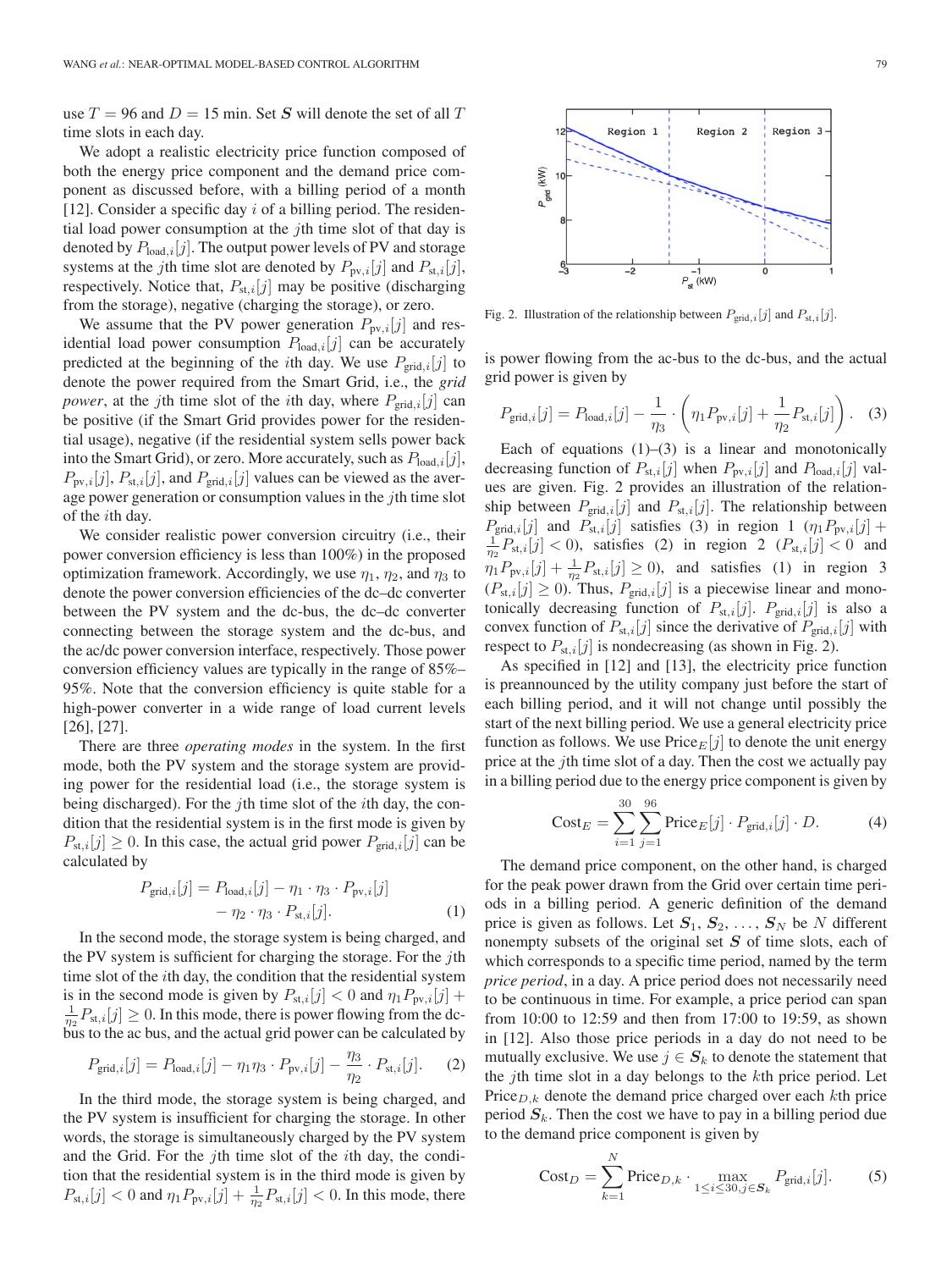use $T = 96$ and $D = 15$ min. Set $\boldsymbol{S}$ will denote the set of all $T$ time slots in each day.

We adopt a realistic electricity price function composed of both the energy price component and the demand price component as discussed before, with a billing period of a month [12]. Consider a specific day $i$ of a billing period. The residential load power consumption at the $j$th time slot of that day is denoted by $P_{\text{load},i}[j]$. The output power levels of PV and storage systems at the $j$th time slot are denoted by $P_{\text{pv},i}[j]$ and $P_{\text{st},i}[j]$, respectively. Notice that, $P_{\text{st},i}[j]$ may be positive (discharging from the storage), negative (charging the storage), or zero.

We assume that the PV power generation $P_{\text{pv},i}[j]$ and residential load power consumption $P_{\text{load},i}[j]$ can be accurately predicted at the beginning of the $i$th day. We use $P_{\text{grid},i}[j]$ to denote the power required from the Smart Grid, i.e., the *grid power*, at the $j$th time slot of the $i$th day, where $P_{\text{grid},i}[j]$ can be positive (if the Smart Grid provides power for the residential usage), negative (if the residential system sells power back into the Smart Grid), or zero. More accurately, such as $P_{\text{load},i}[j]$, $P_{\text{pv},i}[j]$, $P_{\text{st},i}[j]$, and $P_{\text{grid},i}[j]$ values can be viewed as the average power generation or consumption values in the $j$th time slot of the $i$th day.

We consider realistic power conversion circuitry (i.e., their power conversion efficiency is less than 100%) in the proposed optimization framework. Accordingly, we use $\eta_1$, $\eta_2$, and $\eta_3$ to denote the power conversion efficiencies of the dc–dc converter between the PV system and the dc-bus, the dc–dc converter connecting between the storage system and the dc-bus, and the ac/dc power conversion interface, respectively. Those power conversion efficiency values are typically in the range of 85%–95%. Note that the conversion efficiency is quite stable for a high-power converter in a wide range of load current levels [26], [27].

There are three *operating modes* in the system. In the first mode, both the PV system and the storage system are providing power for the residential load (i.e., the storage system is being discharged). For the $j$th time slot of the $i$th day, the condition that the residential system is in the first mode is given by $P_{\text{st},i}[j] \geq 0$. In this case, the actual grid power $P_{\text{grid},i}[j]$ can be calculated by

$$P_{\text{grid},i}[j] = P_{\text{load},i}[j] - \eta_1 \cdot \eta_3 \cdot P_{\text{pv},i}[j] - \eta_2 \cdot \eta_3 \cdot P_{\text{st},i}[j]. \quad (1)$$

In the second mode, the storage system is being charged, and the PV system is sufficient for charging the storage. For the $j$th time slot of the $i$th day, the condition that the residential system is in the second mode is given by $P_{\text{st},i}[j] < 0$ and $\eta_1 P_{\text{pv},i}[j] + \frac{1}{\eta_2} P_{\text{st},i}[j] \geq 0$. In this mode, there is power flowing from the dc-bus to the ac bus, and the actual grid power can be calculated by

$$P_{\text{grid},i}[j] = P_{\text{load},i}[j] - \eta_1 \eta_3 \cdot P_{\text{pv},i}[j] - \frac{\eta_3}{\eta_2} \cdot P_{\text{st},i}[j]. \quad (2)$$

In the third mode, the storage system is being charged, and the PV system is insufficient for charging the storage. In other words, the storage is simultaneously charged by the PV system and the Grid. For the $j$th time slot of the $i$th day, the condition that the residential system is in the third mode is given by $P_{\text{st},i}[j] < 0$ and $\eta_1 P_{\text{pv},i}[j] + \frac{1}{\eta_2} P_{\text{st},i}[j] < 0$. In this mode, there is power flowing from the ac-bus to the dc-bus, and the actual grid power is given by

$$P_{\text{grid},i}[j] = P_{\text{load},i}[j] - \frac{1}{\eta_3} \cdot \left( \eta_1 P_{\text{pv},i}[j] + \frac{1}{\eta_2} P_{\text{st},i}[j] \right). \quad (3)$$

Fig. 2. Illustration of the relationship between $P_{\text{grid},i}[j]$ and $P_{\text{st},i}[j]$.

Each of equations (1)–(3) is a linear and monotonically decreasing function of $P_{\text{st},i}[j]$ when $P_{\text{pv},i}[j]$ and $P_{\text{load},i}[j]$ values are given. Fig. 2 provides an illustration of the relationship between $P_{\text{grid},i}[j]$ and $P_{\text{st},i}[j]$. The relationship between $P_{\text{grid},i}[j]$ and $P_{\text{st},i}[j]$ satisfies (3) in region 1 ($\eta_1 P_{\text{pv},i}[j] + \frac{1}{\eta_2} P_{\text{st},i}[j] < 0$), satisfies (2) in region 2 ($P_{\text{st},i}[j] < 0$ and $\eta_1 P_{\text{pv},i}[j] + \frac{1}{\eta_2} P_{\text{st},i}[j] \geq 0$), and satisfies (1) in region 3 ($P_{\text{st},i}[j] \geq 0$). Thus, $P_{\text{grid},i}[j]$ is a piecewise linear and monotonically decreasing function of $P_{\text{st},i}[j]$. $P_{\text{grid},i}[j]$ is also a convex function of $P_{\text{st},i}[j]$ since the derivative of $P_{\text{grid},i}[j]$ with respect to $P_{\text{st},i}[j]$ is nondecreasing (as shown in Fig. 2).

As specified in [12] and [13], the electricity price function is preannounced by the utility company just before the start of each billing period, and it will not change until possibly the start of the next billing period. We use a general electricity price function as follows. We use $\text{Price}_E[j]$ to denote the unit energy price at the $j$th time slot of a day. Then the cost we actually pay in a billing period due to the energy price component is given by

$$\text{Cost}_E = \sum_{i=1}^{30} \sum_{j=1}^{96} \text{Price}_E[j] \cdot P_{\text{grid},i}[j] \cdot D. \quad (4)$$

The demand price component, on the other hand, is charged for the peak power drawn from the Grid over certain time periods in a billing period. A generic definition of the demand price is given as follows. Let $\boldsymbol{S}_1, \boldsymbol{S}_2, \ldots, \boldsymbol{S}_N$ be $N$ different nonempty subsets of the original set $\boldsymbol{S}$ of time slots, each of which corresponds to a specific time period, named by the term *price period*, in a day. A price period does not necessarily need to be continuous in time. For example, a price period can span from 10:00 to 12:59 and then from 17:00 to 19:59, as shown in [12]. Also those price periods in a day do not need to be mutually exclusive. We use $j \in \boldsymbol{S}_k$ to denote the statement that the $j$th time slot in a day belongs to the $k$th price period. Let $\text{Price}_{D,k}$ denote the demand price charged over each $k$th price period $\boldsymbol{S}_k$. Then the cost we have to pay in a billing period due to the demand price component is given by

$$\text{Cost}_D = \sum_{k=1}^{N} \text{Price}_{D,k} \cdot \max_{1 \leq i \leq 30, j \in \boldsymbol{S}_k} P_{\text{grid},i}[j]. \quad (5)$$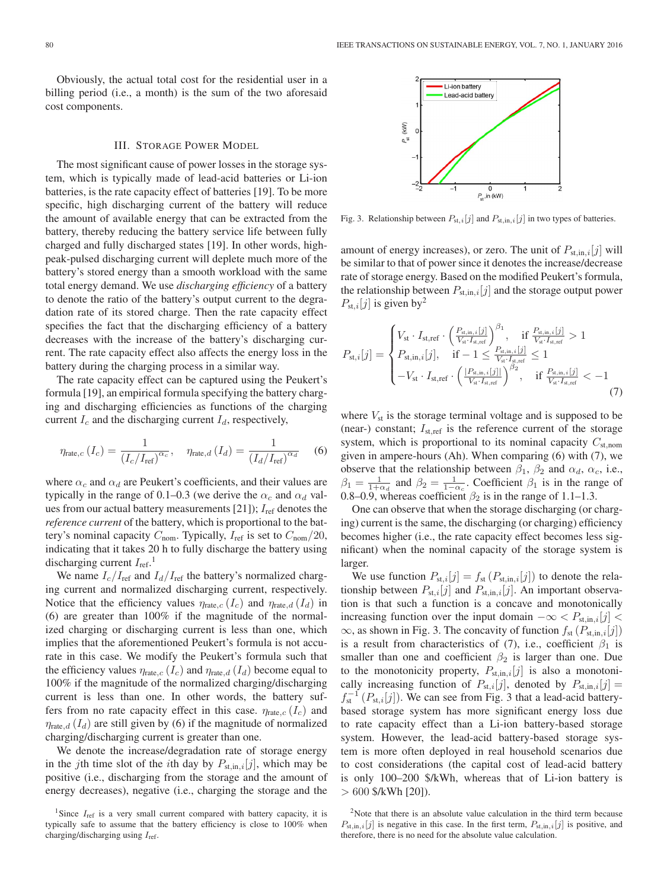Obviously, the actual total cost for the residential user in a billing period (i.e., a month) is the sum of the two aforesaid cost components.

## III. Storage Power Model

The most significant cause of power losses in the storage system, which is typically made of lead-acid batteries or Li-ion batteries, is the rate capacity effect of batteries [19]. To be more specific, high discharging current of the battery will reduce the amount of available energy that can be extracted from the battery, thereby reducing the battery service life between fully charged and fully discharged states [19]. In other words, high-peak-pulsed discharging current will deplete much more of the battery's stored energy than a smooth workload with the same total energy demand. We use *discharging efficiency* of a battery to denote the ratio of the battery's output current to the degradation rate of its stored charge. Then the rate capacity effect specifies the fact that the discharging efficiency of a battery decreases with the increase of the battery's discharging current. The rate capacity effect also affects the energy loss in the battery during the charging process in a similar way.

The rate capacity effect can be captured using the Peukert's formula [19], an empirical formula specifying the battery charging and discharging efficiencies as functions of the charging current $I_c$ and the discharging current $I_d$, respectively,

$$\eta_{\text{rate},c}\left(I_c\right) = \frac{1}{\left(I_c/I_{\text{ref}}\right)^{\alpha_c}}, \quad \eta_{\text{rate},d}\left(I_d\right) = \frac{1}{\left(I_d/I_{\text{ref}}\right)^{\alpha_d}} \quad (6)$$

where $\alpha_c$ and $\alpha_d$ are Peukert's coefficients, and their values are typically in the range of 0.1–0.3 (we derive the $\alpha_c$ and $\alpha_d$ values from our actual battery measurements [21]); $I_{\text{ref}}$ denotes the *reference current* of the battery, which is proportional to the battery's nominal capacity $C_{\text{nom}}$. Typically, $I_{\text{ref}}$ is set to $C_{\text{nom}}/20$, indicating that it takes 20 h to fully discharge the battery using discharging current $I_{\text{ref}}$.[1]

We name $I_c/I_{\text{ref}}$ and $I_d/I_{\text{ref}}$ the battery's normalized charging current and normalized discharging current, respectively. Notice that the efficiency values $\eta_{\text{rate},c}\left(I_c\right)$ and $\eta_{\text{rate},d}\left(I_d\right)$ in (6) are greater than 100% if the magnitude of the normalized charging or discharging current is less than one, which implies that the aforementioned Peukert's formula is not accurate in this case. We modify the Peukert's formula such that the efficiency values $\eta_{\text{rate},c}\left(I_c\right)$ and $\eta_{\text{rate},d}\left(I_d\right)$ become equal to 100% if the magnitude of the normalized charging/discharging current is less than one. In other words, the battery suffers from no rate capacity effect in this case. $\eta_{\text{rate},c}\left(I_c\right)$ and $\eta_{\text{rate},d}\left(I_d\right)$ are still given by (6) if the magnitude of normalized charging/discharging current is greater than one.

We denote the increase/degradation rate of storage energy in the $j$th time slot of the $i$th day by $P_{\text{st,in},i}[j]$, which may be positive (i.e., discharging from the storage and the amount of energy decreases), negative (i.e., charging the storage and the amount of energy increases), or zero. The unit of $P_{\text{st,in},i}[j]$ will be similar to that of power since it denotes the increase/decrease rate of storage energy. Based on the modified Peukert's formula, the relationship between $P_{\text{st,in},i}[j]$ and the storage output power $P_{\text{st},i}[j]$ is given by[2]

$$P_{\text{st},i}[j] = \begin{cases} V_{\text{st}} \cdot I_{\text{st,ref}} \cdot \left(\frac{P_{\text{st,in},i}[j]}{V_{\text{st}} \cdot I_{\text{st,ref}}}\right)^{\beta_1}, & \text{if } \frac{P_{\text{st,in},i}[j]}{V_{\text{st}} \cdot I_{\text{st,ref}}} > 1 \\ P_{\text{st,in},i}[j], & \text{if } -1 \leq \frac{P_{\text{st,in},i}[j]}{V_{\text{st}} \cdot I_{\text{st,ref}}} \leq 1 \\ -V_{\text{st}} \cdot I_{\text{st,ref}} \cdot \left(\frac{|P_{\text{st,in},i}[j]|}{V_{\text{st}} \cdot I_{\text{st,ref}}}\right)^{\beta_2}, & \text{if } \frac{P_{\text{st,in},i}[j]}{V_{\text{st}} \cdot I_{\text{st,ref}}} < -1 \end{cases} \quad (7)$$

where $V_{\text{st}}$ is the storage terminal voltage and is supposed to be (near-) constant; $I_{\text{st,ref}}$ is the reference current of the storage system, which is proportional to its nominal capacity $C_{\text{st,nom}}$ given in ampere-hours (Ah). When comparing (6) with (7), we observe that the relationship between $\beta_1$, $\beta_2$ and $\alpha_d$, $\alpha_c$, i.e., $\beta_1 = \frac{1}{1+\alpha_d}$ and $\beta_2 = \frac{1}{1-\alpha_c}$. Coefficient $\beta_1$ is in the range of 0.8–0.9, whereas coefficient $\beta_2$ is in the range of 1.1–1.3.

One can observe that when the storage discharging (or charging) current is the same, the discharging (or charging) efficiency becomes higher (i.e., the rate capacity effect becomes less significant) when the nominal capacity of the storage system is larger.

Fig. 3. Relationship between $P_{\text{st},i}[j]$ and $P_{\text{st,in},i}[j]$ in two types of batteries.

We use function $P_{\text{st},i}[j] = f_{\text{st}}\left(P_{\text{st,in},i}[j]\right)$ to denote the relationship between $P_{\text{st},i}[j]$ and $P_{\text{st,in},i}[j]$. An important observation is that such a function is a concave and monotonically increasing function over the input domain $-\infty < P_{\text{st,in},i}[j] < \infty$, as shown in Fig. 3. The concavity of function $f_{\text{st}}\left(P_{\text{st,in},i}[j]\right)$ is a result from characteristics of (7), i.e., coefficient $\beta_1$ is smaller than one and coefficient $\beta_2$ is larger than one. Due to the monotonicity property, $P_{\text{st,in},i}[j]$ is also a monotonically increasing function of $P_{\text{st},i}[j]$, denoted by $P_{\text{st,in},i}[j] = f_{\text{st}}^{-1}\left(P_{\text{st},i}[j]\right)$. We can see from Fig. 3 that a lead-acid battery-based storage system has more significant energy loss due to rate capacity effect than a Li-ion battery-based storage system. However, the lead-acid battery-based storage system is more often deployed in real household scenarios due to cost considerations (the capital cost of lead-acid battery is only 100–200 \$/kWh, whereas that of Li-ion battery is > 600 \$/kWh [20]).

[1] Since $I_{\text{ref}}$ is a very small current compared with battery capacity, it is typically safe to assume that the battery efficiency is close to 100% when charging/discharging using $I_{\text{ref}}$.

[2] Note that there is an absolute value calculation in the third term because $P_{\text{st,in},i}[j]$ is negative in this case. In the first term, $P_{\text{st,in},i}[j]$ is positive, and therefore, there is no need for the absolute value calculation.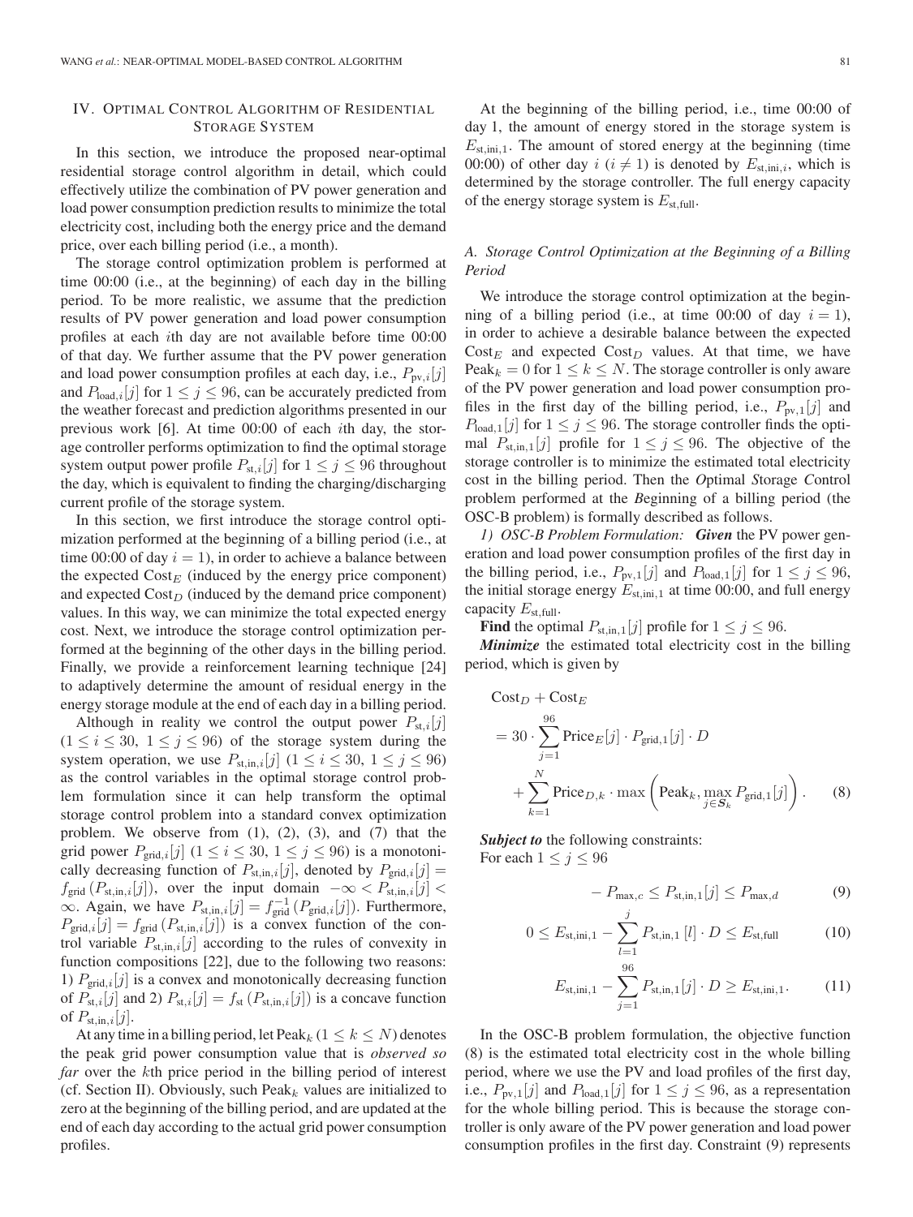## IV. Optimal Control Algorithm of Residential Storage System

In this section, we introduce the proposed near-optimal residential storage control algorithm in detail, which could effectively utilize the combination of PV power generation and load power consumption prediction results to minimize the total electricity cost, including both the energy price and the demand price, over each billing period (i.e., a month).

The storage control optimization problem is performed at time 00:00 (i.e., at the beginning) of each day in the billing period. To be more realistic, we assume that the prediction results of PV power generation and load power consumption profiles at each $i$th day are not available before time 00:00 of that day. We further assume that the PV power generation and load power consumption profiles at each day, i.e., $P_{\text{pv},i}[j]$ and $P_{\text{load},i}[j]$ for $1 \le j \le 96$, can be accurately predicted from the weather forecast and prediction algorithms presented in our previous work [6]. At time 00:00 of each $i$th day, the storage controller performs optimization to find the optimal storage system output power profile $P_{\text{st},i}[j]$ for $1 \le j \le 96$ throughout the day, which is equivalent to finding the charging/discharging current profile of the storage system.

In this section, we first introduce the storage control optimization performed at the beginning of a billing period (i.e., at time 00:00 of day $i = 1$), in order to achieve a balance between the expected $\text{Cost}_E$ (induced by the energy price component) and expected $\text{Cost}_D$ (induced by the demand price component) values. In this way, we can minimize the total expected energy cost. Next, we introduce the storage control optimization performed at the beginning of the other days in the billing period. Finally, we provide a reinforcement learning technique [24] to adaptively determine the amount of residual energy in the energy storage module at the end of each day in a billing period.

Although in reality we control the output power $P_{\text{st},i}[j]$ ($1 \le i \le 30$, $1 \le j \le 96$) of the storage system during the system operation, we use $P_{\text{st,in},i}[j]$ ($1 \le i \le 30$, $1 \le j \le 96$) as the control variables in the optimal storage control problem formulation since it can help transform the optimal storage control problem into a standard convex optimization problem. We observe from (1), (2), (3), and (7) that the grid power $P_{\text{grid},i}[j]$ ($1 \le i \le 30$, $1 \le j \le 96$) is a monotonically decreasing function of $P_{\text{st,in},i}[j]$, denoted by $P_{\text{grid},i}[j] = f_{\text{grid}}(P_{\text{st,in},i}[j])$, over the input domain $-\infty < P_{\text{st,in},i}[j] < \infty$. Again, we have $P_{\text{st,in},i}[j] = f_{\text{grid}}^{-1}(P_{\text{grid},i}[j])$. Furthermore, $P_{\text{grid},i}[j] = f_{\text{grid}}(P_{\text{st,in},i}[j])$ is a convex function of the control variable $P_{\text{st,in},i}[j]$ according to the rules of convexity in function compositions [22], due to the following two reasons: 1) $P_{\text{grid},i}[j]$ is a convex and monotonically decreasing function of $P_{\text{st},i}[j]$ and 2) $P_{\text{st},i}[j] = f_{\text{st}}(P_{\text{st,in},i}[j])$ is a concave function of $P_{\text{st,in},i}[j]$.

At any time in a billing period, let $\text{Peak}_k$ ($1 \le k \le N$) denotes the peak grid power consumption value that is *observed so far* over the $k$th price period in the billing period of interest (cf. Section II). Obviously, such $\text{Peak}_k$ values are initialized to zero at the beginning of the billing period, and are updated at the end of each day according to the actual grid power consumption profiles.

At the beginning of the billing period, i.e., time 00:00 of day 1, the amount of energy stored in the storage system is $E_{\text{st,ini},1}$. The amount of stored energy at the beginning (time 00:00) of other day $i$ ($i \ne 1$) is denoted by $E_{\text{st,ini},i}$, which is determined by the storage controller. The full energy capacity of the energy storage system is $E_{\text{st,full}}$.

### A. Storage Control Optimization at the Beginning of a Billing Period

We introduce the storage control optimization at the beginning of a billing period (i.e., at time 00:00 of day $i = 1$), in order to achieve a desirable balance between the expected $\text{Cost}_E$ and expected $\text{Cost}_D$ values. At that time, we have $\text{Peak}_k = 0$ for $1 \le k \le N$. The storage controller is only aware of the PV power generation and load power consumption profiles in the first day of the billing period, i.e., $P_{\text{pv},1}[j]$ and $P_{\text{load},1}[j]$ for $1 \le j \le 96$. The storage controller finds the optimal $P_{\text{st,in},1}[j]$ profile for $1 \le j \le 96$. The objective of the storage controller is to minimize the estimated total electricity cost in the billing period. Then the *O*ptimal *S*torage *C*ontrol problem performed at the *B*eginning of a billing period (the OSC-B problem) is formally described as follows.

*1) OSC-B Problem Formulation:* ***Given*** the PV power generation and load power consumption profiles of the first day in the billing period, i.e., $P_{\text{pv},1}[j]$ and $P_{\text{load},1}[j]$ for $1 \le j \le 96$, the initial storage energy $E_{\text{st,ini},1}$ at time 00:00, and full energy capacity $E_{\text{st,full}}$.

**Find** the optimal $P_{\text{st,in},1}[j]$ profile for $1 \le j \le 96$.

***Minimize*** the estimated total electricity cost in the billing period, which is given by

$$\begin{aligned} &\text{Cost}_D + \text{Cost}_E \\ &= 30 \cdot \sum_{j=1}^{96} \text{Price}_E[j] \cdot P_{\text{grid},1}[j] \cdot D \\ &\quad + \sum_{k=1}^{N} \text{Price}_{D,k} \cdot \max\left(\text{Peak}_k, \max_{j \in \boldsymbol{S}_k} P_{\text{grid},1}[j]\right). \end{aligned} \tag{8}$$

***Subject to*** the following constraints:
For each $1 \le j \le 96$

$$-P_{\max,c} \le P_{\text{st,in},1}[j] \le P_{\max,d} \tag{9}$$

$$0 \le E_{\text{st,ini},1} - \sum_{l=1}^{j} P_{\text{st,in},1}[l] \cdot D \le E_{\text{st,full}} \tag{10}$$

$$E_{\text{st,ini},1} - \sum_{j=1}^{96} P_{\text{st,in},1}[j] \cdot D \ge E_{\text{st,ini},1}. \tag{11}$$

In the OSC-B problem formulation, the objective function (8) is the estimated total electricity cost in the whole billing period, where we use the PV and load profiles of the first day, i.e., $P_{\text{pv},1}[j]$ and $P_{\text{load},1}[j]$ for $1 \le j \le 96$, as a representation for the whole billing period. This is because the storage controller is only aware of the PV power generation and load power consumption profiles in the first day. Constraint (9) represents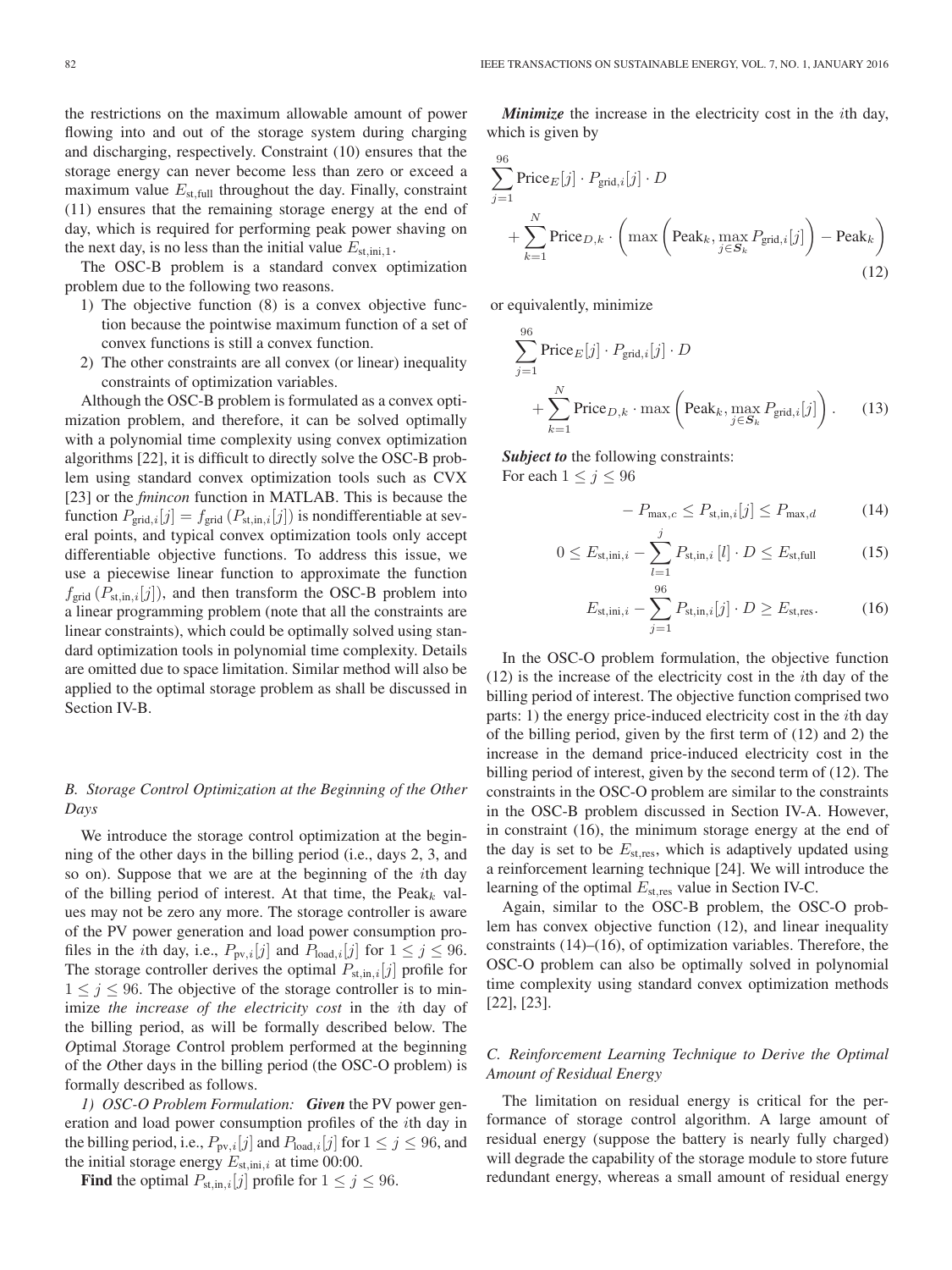the restrictions on the maximum allowable amount of power flowing into and out of the storage system during charging and discharging, respectively. Constraint (10) ensures that the storage energy can never become less than zero or exceed a maximum value $E_{\text{st,full}}$ throughout the day. Finally, constraint (11) ensures that the remaining storage energy at the end of day, which is required for performing peak power shaving on the next day, is no less than the initial value $E_{\text{st,ini},1}$.

The OSC-B problem is a standard convex optimization problem due to the following two reasons.

1) The objective function (8) is a convex objective function because the pointwise maximum function of a set of convex functions is still a convex function.
2) The other constraints are all convex (or linear) inequality constraints of optimization variables.

Although the OSC-B problem is formulated as a convex optimization problem, and therefore, it can be solved optimally with a polynomial time complexity using convex optimization algorithms [22], it is difficult to directly solve the OSC-B problem using standard convex optimization tools such as CVX [23] or the *fmincon* function in MATLAB. This is because the function $P_{\text{grid},i}[j] = f_{\text{grid}}(P_{\text{st,in},i}[j])$ is nondifferentiable at several points, and typical convex optimization tools only accept differentiable objective functions. To address this issue, we use a piecewise linear function to approximate the function $f_{\text{grid}}(P_{\text{st,in},i}[j])$, and then transform the OSC-B problem into a linear programming problem (note that all the constraints are linear constraints), which could be optimally solved using standard optimization tools in polynomial time complexity. Details are omitted due to space limitation. Similar method will also be applied to the optimal storage problem as shall be discussed in Section IV-B.

### B. Storage Control Optimization at the Beginning of the Other Days

We introduce the storage control optimization at the beginning of the other days in the billing period (i.e., days 2, 3, and so on). Suppose that we are at the beginning of the $i$th day of the billing period of interest. At that time, the $\text{Peak}_k$ values may not be zero any more. The storage controller is aware of the PV power generation and load power consumption profiles in the $i$th day, i.e., $P_{\text{pv},i}[j]$ and $P_{\text{load},i}[j]$ for $1 \le j \le 96$. The storage controller derives the optimal $P_{\text{st,in},i}[j]$ profile for $1 \le j \le 96$. The objective of the storage controller is to minimize *the increase of the electricity cost* in the $i$th day of the billing period, as will be formally described below. The *O*ptimal *S*torage *C*ontrol problem performed at the beginning of the *O*ther days in the billing period (the OSC-O problem) is formally described as follows.

*1) OSC-O Problem Formulation:* ***Given*** the PV power generation and load power consumption profiles of the $i$th day in the billing period, i.e., $P_{\text{pv},i}[j]$ and $P_{\text{load},i}[j]$ for $1 \le j \le 96$, and the initial storage energy $E_{\text{st,ini},i}$ at time 00:00.

**Find** the optimal $P_{\text{st,in},i}[j]$ profile for $1 \le j \le 96$.

***Minimize*** the increase in the electricity cost in the $i$th day, which is given by

$$\sum_{j=1}^{96} \text{Price}_E[j] \cdot P_{\text{grid},i}[j] \cdot D + \sum_{k=1}^{N} \text{Price}_{D,k} \cdot \left( \max\left( \text{Peak}_k, \max_{j \in \boldsymbol{S}_k} P_{\text{grid},i}[j] \right) - \text{Peak}_k \right) \tag{12}$$

or equivalently, minimize

$$\sum_{j=1}^{96} \text{Price}_E[j] \cdot P_{\text{grid},i}[j] \cdot D + \sum_{k=1}^{N} \text{Price}_{D,k} \cdot \max\left( \text{Peak}_k, \max_{j \in \boldsymbol{S}_k} P_{\text{grid},i}[j] \right). \tag{13}$$

***Subject to*** the following constraints:
For each $1 \le j \le 96$

$$-P_{\max,c} \le P_{\text{st,in},i}[j] \le P_{\max,d} \tag{14}$$

$$0 \le E_{\text{st,ini},i} - \sum_{l=1}^{j} P_{\text{st,in},i}[l] \cdot D \le E_{\text{st,full}} \tag{15}$$

$$E_{\text{st,ini},i} - \sum_{j=1}^{96} P_{\text{st,in},i}[j] \cdot D \ge E_{\text{st,res}}. \tag{16}$$

In the OSC-O problem formulation, the objective function (12) is the increase of the electricity cost in the $i$th day of the billing period of interest. The objective function comprised two parts: 1) the energy price-induced electricity cost in the $i$th day of the billing period, given by the first term of (12) and 2) the increase in the demand price-induced electricity cost in the billing period of interest, given by the second term of (12). The constraints in the OSC-O problem are similar to the constraints in the OSC-B problem discussed in Section IV-A. However, in constraint (16), the minimum storage energy at the end of the day is set to be $E_{\text{st,res}}$, which is adaptively updated using a reinforcement learning technique [24]. We will introduce the learning of the optimal $E_{\text{st,res}}$ value in Section IV-C.

Again, similar to the OSC-B problem, the OSC-O problem has convex objective function (12), and linear inequality constraints (14)–(16), of optimization variables. Therefore, the OSC-O problem can also be optimally solved in polynomial time complexity using standard convex optimization methods [22], [23].

### C. Reinforcement Learning Technique to Derive the Optimal Amount of Residual Energy

The limitation on residual energy is critical for the performance of storage control algorithm. A large amount of residual energy (suppose the battery is nearly fully charged) will degrade the capability of the storage module to store future redundant energy, whereas a small amount of residual energy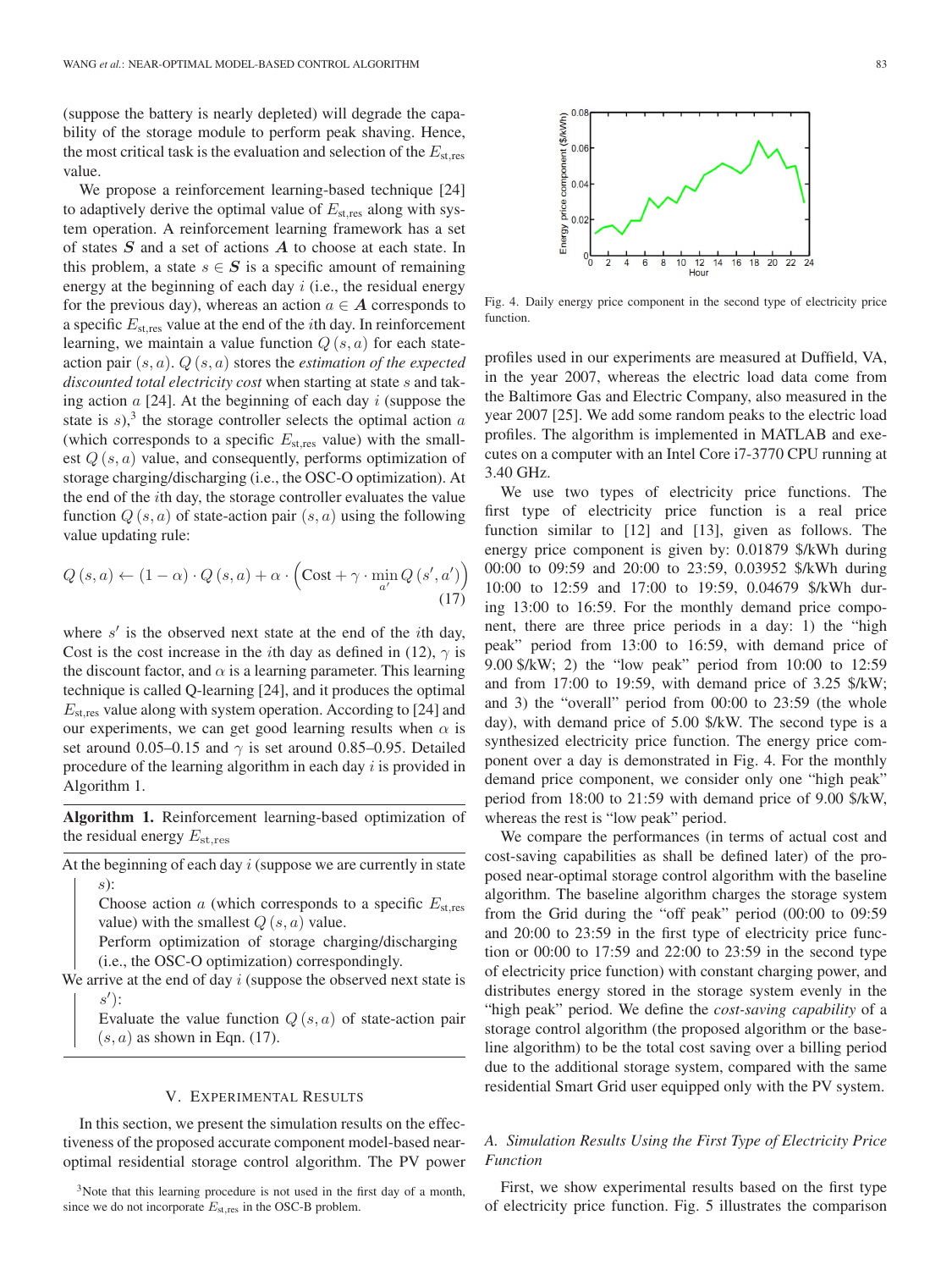(suppose the battery is nearly depleted) will degrade the capability of the storage module to perform peak shaving. Hence, the most critical task is the evaluation and selection of the $E_{\text{st,res}}$ value.

We propose a reinforcement learning-based technique [24] to adaptively derive the optimal value of $E_{\text{st,res}}$ along with system operation. A reinforcement learning framework has a set of states $\boldsymbol{S}$ and a set of actions $\boldsymbol{A}$ to choose at each state. In this problem, a state $s \in \boldsymbol{S}$ is a specific amount of remaining energy at the beginning of each day $i$ (i.e., the residual energy for the previous day), whereas an action $a \in \boldsymbol{A}$ corresponds to a specific $E_{\text{st,res}}$ value at the end of the $i$th day. In reinforcement learning, we maintain a value function $Q(s, a)$ for each state-action pair $(s, a)$. $Q(s, a)$ stores the *estimation of the expected discounted total electricity cost* when starting at state $s$ and taking action $a$ [24]. At the beginning of each day $i$ (suppose the state is $s$),[3] the storage controller selects the optimal action $a$ (which corresponds to a specific $E_{\text{st,res}}$ value) with the smallest $Q(s, a)$ value, and consequently, performs optimization of storage charging/discharging (i.e., the OSC-O optimization). At the end of the $i$th day, the storage controller evaluates the value function $Q(s, a)$ of state-action pair $(s, a)$ using the following value updating rule:

$$Q(s, a) \leftarrow (1 - \alpha) \cdot Q(s, a) + \alpha \cdot \left( \text{Cost} + \gamma \cdot \min_{a'} Q(s', a') \right) \tag{17}$$

where $s'$ is the observed next state at the end of the $i$th day, Cost is the cost increase in the $i$th day as defined in (12), $\gamma$ is the discount factor, and $\alpha$ is a learning parameter. This learning technique is called Q-learning [24], and it produces the optimal $E_{\text{st,res}}$ value along with system operation. According to [24] and our experiments, we can get good learning results when $\alpha$ is set around 0.05–0.15 and $\gamma$ is set around 0.85–0.95. Detailed procedure of the learning algorithm in each day $i$ is provided in Algorithm 1.

---

**Algorithm 1.** Reinforcement learning-based optimization of the residual energy $E_{\text{st,res}}$

---

At the beginning of each day $i$ (suppose we are currently in state $s$):

- Choose action $a$ (which corresponds to a specific $E_{\text{st,res}}$ value) with the smallest $Q(s, a)$ value.
- Perform optimization of storage charging/discharging (i.e., the OSC-O optimization) correspondingly.

We arrive at the end of day $i$ (suppose the observed next state is $s'$):

- Evaluate the value function $Q(s, a)$ of state-action pair $(s, a)$ as shown in Eqn. (17).

---

## V. Experimental Results

In this section, we present the simulation results on the effectiveness of the proposed accurate component model-based near-optimal residential storage control algorithm. The PV power profiles used in our experiments are measured at Duffield, VA, in the year 2007, whereas the electric load data come from the Baltimore Gas and Electric Company, also measured in the year 2007 [25]. We add some random peaks to the electric load profiles. The algorithm is implemented in MATLAB and executes on a computer with an Intel Core i7-3770 CPU running at 3.40 GHz.

[3] Note that this learning procedure is not used in the first day of a month, since we do not incorporate $E_{\text{st,res}}$ in the OSC-B problem.

Fig. 4. Daily energy price component in the second type of electricity price function.

We use two types of electricity price functions. The first type of electricity price function is a real price function similar to [12] and [13], given as follows. The energy price component is given by: 0.01879 \$/kWh during 00:00 to 09:59 and 20:00 to 23:59, 0.03952 \$/kWh during 10:00 to 12:59 and 17:00 to 19:59, 0.04679 \$/kWh during 13:00 to 16:59. For the monthly demand price component, there are three price periods in a day: 1) the "high peak" period from 13:00 to 16:59, with demand price of 9.00 \$/kW; 2) the "low peak" period from 10:00 to 12:59 and from 17:00 to 19:59, with demand price of 3.25 \$/kW; and 3) the "overall" period from 00:00 to 23:59 (the whole day), with demand price of 5.00 \$/kW. The second type is a synthesized electricity price function. The energy price component over a day is demonstrated in Fig. 4. For the monthly demand price component, we consider only one "high peak" period from 18:00 to 21:59 with demand price of 9.00 \$/kW, whereas the rest is "low peak" period.

We compare the performances (in terms of actual cost and cost-saving capabilities as shall be defined later) of the proposed near-optimal storage control algorithm with the baseline algorithm. The baseline algorithm charges the storage system from the Grid during the "off peak" period (00:00 to 09:59 and 20:00 to 23:59 in the first type of electricity price function or 00:00 to 17:59 and 22:00 to 23:59 in the second type of electricity price function) with constant charging power, and distributes energy stored in the storage system evenly in the "high peak" period. We define the *cost-saving capability* of a storage control algorithm (the proposed algorithm or the baseline algorithm) to be the total cost saving over a billing period due to the additional storage system, compared with the same residential Smart Grid user equipped only with the PV system.

### A. Simulation Results Using the First Type of Electricity Price Function

First, we show experimental results based on the first type of electricity price function. Fig. 5 illustrates the comparison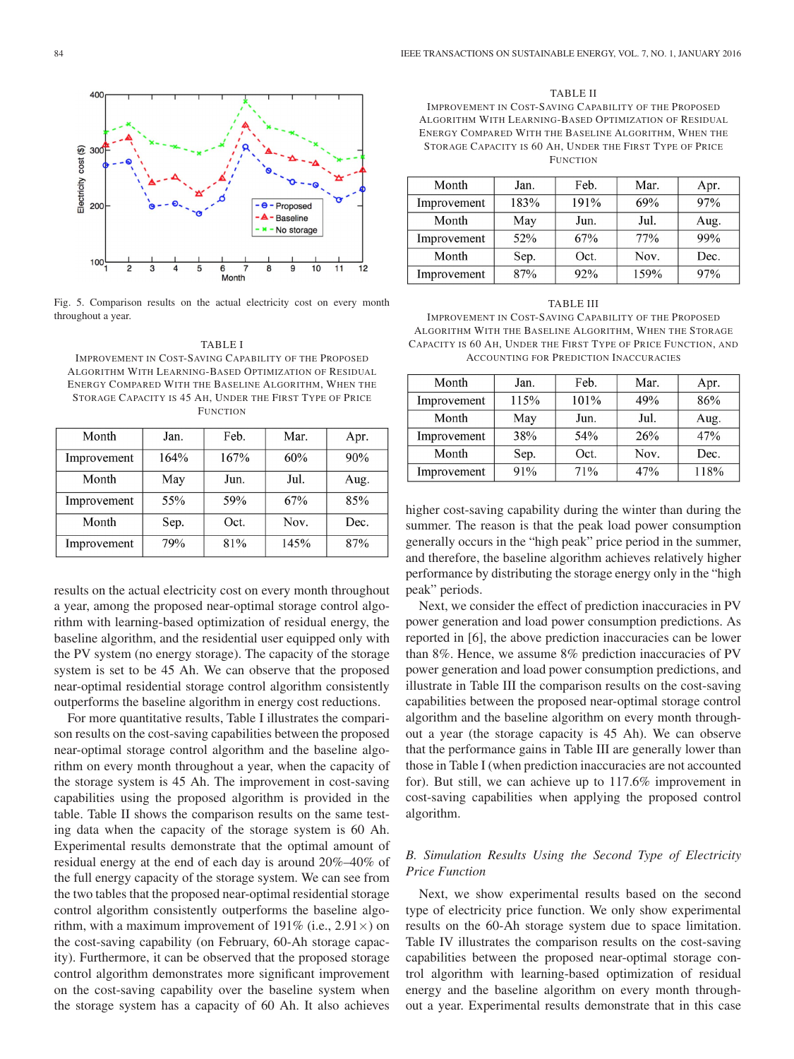Fig. 5. Comparison results on the actual electricity cost on every month throughout a year.

TABLE I

IMPROVEMENT IN COST-SAVING CAPABILITY OF THE PROPOSED ALGORITHM WITH LEARNING-BASED OPTIMIZATION OF RESIDUAL ENERGY COMPARED WITH THE BASELINE ALGORITHM, WHEN THE STORAGE CAPACITY IS 45 AH, UNDER THE FIRST TYPE OF PRICE FUNCTION

| Month | Jan. | Feb. | Mar. | Apr. |
|---|---|---|---|---|
| Improvement | 164% | 167% | 60% | 90% |
| Month | May | Jun. | Jul. | Aug. |
| Improvement | 55% | 59% | 67% | 85% |
| Month | Sep. | Oct. | Nov. | Dec. |
| Improvement | 79% | 81% | 145% | 87% |

results on the actual electricity cost on every month throughout a year, among the proposed near-optimal storage control algorithm with learning-based optimization of residual energy, the baseline algorithm, and the residential user equipped only with the PV system (no energy storage). The capacity of the storage system is set to be 45 Ah. We can observe that the proposed near-optimal residential storage control algorithm consistently outperforms the baseline algorithm in energy cost reductions.

For more quantitative results, Table I illustrates the comparison results on the cost-saving capabilities between the proposed near-optimal storage control algorithm and the baseline algorithm on every month throughout a year, when the capacity of the storage system is 45 Ah. The improvement in cost-saving capabilities using the proposed algorithm is provided in the table. Table II shows the comparison results on the same testing data when the capacity of the storage system is 60 Ah. Experimental results demonstrate that the optimal amount of residual energy at the end of each day is around 20%–40% of the full energy capacity of the storage system. We can see from the two tables that the proposed near-optimal residential storage control algorithm consistently outperforms the baseline algorithm, with a maximum improvement of 191% (i.e., 2.91×) on the cost-saving capability (on February, 60-Ah storage capacity). Furthermore, it can be observed that the proposed storage control algorithm demonstrates more significant improvement on the cost-saving capability over the baseline system when the storage system has a capacity of 60 Ah. It also achieves

TABLE II

IMPROVEMENT IN COST-SAVING CAPABILITY OF THE PROPOSED ALGORITHM WITH LEARNING-BASED OPTIMIZATION OF RESIDUAL ENERGY COMPARED WITH THE BASELINE ALGORITHM, WHEN THE STORAGE CAPACITY IS 60 AH, UNDER THE FIRST TYPE OF PRICE FUNCTION

| Month | Jan. | Feb. | Mar. | Apr. |
|---|---|---|---|---|
| Improvement | 183% | 191% | 69% | 97% |
| Month | May | Jun. | Jul. | Aug. |
| Improvement | 52% | 67% | 77% | 99% |
| Month | Sep. | Oct. | Nov. | Dec. |
| Improvement | 87% | 92% | 159% | 97% |

TABLE III

IMPROVEMENT IN COST-SAVING CAPABILITY OF THE PROPOSED ALGORITHM WITH THE BASELINE ALGORITHM, WHEN THE STORAGE CAPACITY IS 60 AH, UNDER THE FIRST TYPE OF PRICE FUNCTION, AND ACCOUNTING FOR PREDICTION INACCURACIES

| Month | Jan. | Feb. | Mar. | Apr. |
|---|---|---|---|---|
| Improvement | 115% | 101% | 49% | 86% |
| Month | May | Jun. | Jul. | Aug. |
| Improvement | 38% | 54% | 26% | 47% |
| Month | Sep. | Oct. | Nov. | Dec. |
| Improvement | 91% | 71% | 47% | 118% |

higher cost-saving capability during the winter than during the summer. The reason is that the peak load power consumption generally occurs in the "high peak" price period in the summer, and therefore, the baseline algorithm achieves relatively higher performance by distributing the storage energy only in the "high peak" periods.

Next, we consider the effect of prediction inaccuracies in PV power generation and load power consumption predictions. As reported in [6], the above prediction inaccuracies can be lower than 8%. Hence, we assume 8% prediction inaccuracies of PV power generation and load power consumption predictions, and illustrate in Table III the comparison results on the cost-saving capabilities between the proposed near-optimal storage control algorithm and the baseline algorithm on every month throughout a year (the storage capacity is 45 Ah). We can observe that the performance gains in Table III are generally lower than those in Table I (when prediction inaccuracies are not accounted for). But still, we can achieve up to 117.6% improvement in cost-saving capabilities when applying the proposed control algorithm.

### *B. Simulation Results Using the Second Type of Electricity Price Function*

Next, we show experimental results based on the second type of electricity price function. We only show experimental results on the 60-Ah storage system due to space limitation. Table IV illustrates the comparison results on the cost-saving capabilities between the proposed near-optimal storage control algorithm with learning-based optimization of residual energy and the baseline algorithm on every month throughout a year. Experimental results demonstrate that in this case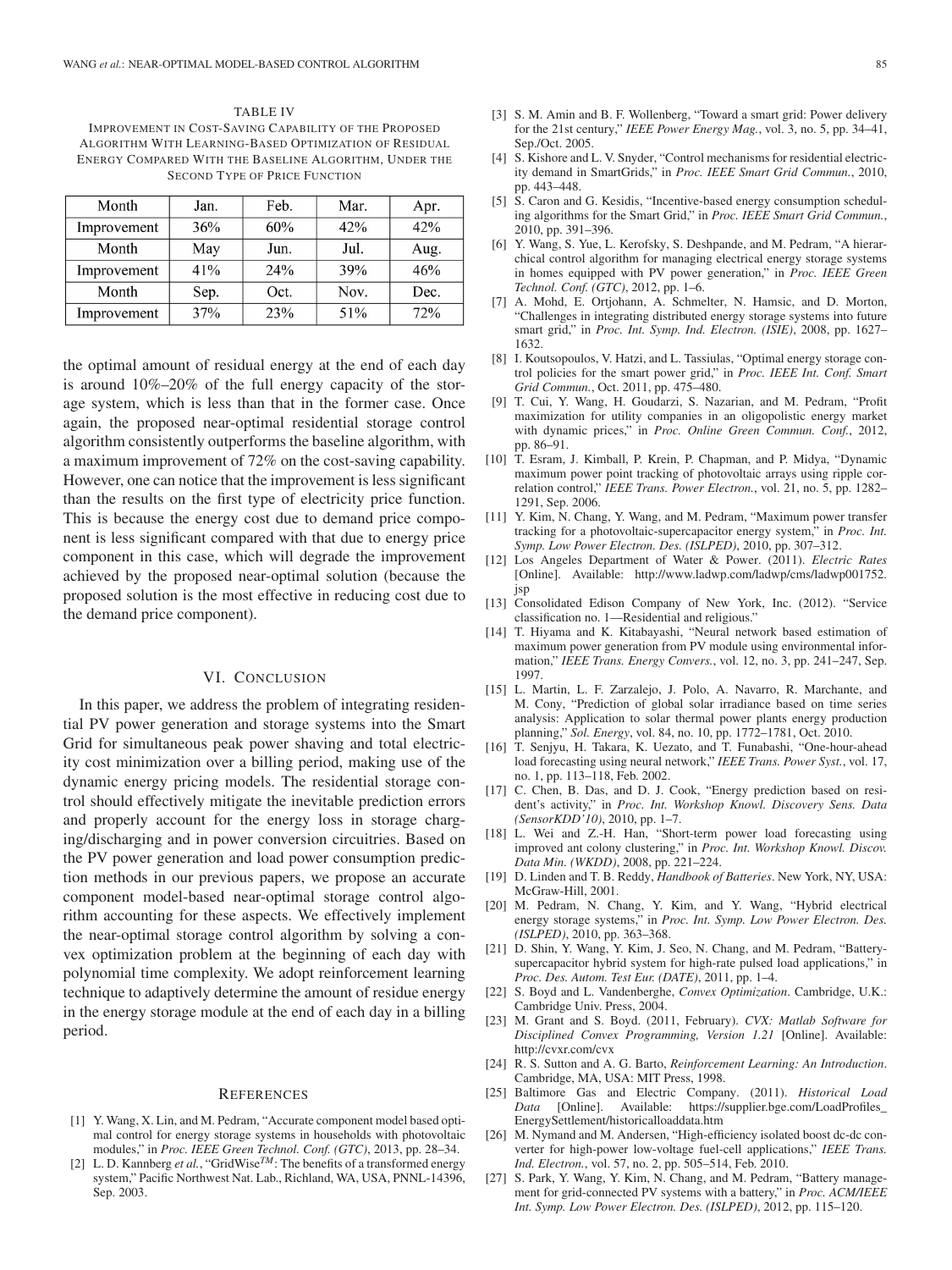TABLE IV
IMPROVEMENT IN COST-SAVING CAPABILITY OF THE PROPOSED ALGORITHM WITH LEARNING-BASED OPTIMIZATION OF RESIDUAL ENERGY COMPARED WITH THE BASELINE ALGORITHM, UNDER THE SECOND TYPE OF PRICE FUNCTION

| Month | Jan. | Feb. | Mar. | Apr. |
|---|---|---|---|---|
| Improvement | 36% | 60% | 42% | 42% |
| Month | May | Jun. | Jul. | Aug. |
| Improvement | 41% | 24% | 39% | 46% |
| Month | Sep. | Oct. | Nov. | Dec. |
| Improvement | 37% | 23% | 51% | 72% |

the optimal amount of residual energy at the end of each day is around 10%–20% of the full energy capacity of the storage system, which is less than that in the former case. Once again, the proposed near-optimal residential storage control algorithm consistently outperforms the baseline algorithm, with a maximum improvement of 72% on the cost-saving capability. However, one can notice that the improvement is less significant than the results on the first type of electricity price function. This is because the energy cost due to demand price component is less significant compared with that due to energy price component in this case, which will degrade the improvement achieved by the proposed near-optimal solution (because the proposed solution is the most effective in reducing cost due to the demand price component).

## VI. CONCLUSION

In this paper, we address the problem of integrating residential PV power generation and storage systems into the Smart Grid for simultaneous peak power shaving and total electricity cost minimization over a billing period, making use of the dynamic energy pricing models. The residential storage control should effectively mitigate the inevitable prediction errors and properly account for the energy loss in storage charging/discharging and in power conversion circuitries. Based on the PV power generation and load power consumption prediction methods in our previous papers, we propose an accurate component model-based near-optimal storage control algorithm accounting for these aspects. We effectively implement the near-optimal storage control algorithm by solving a convex optimization problem at the beginning of each day with polynomial time complexity. We adopt reinforcement learning technique to adaptively determine the amount of residue energy in the energy storage module at the end of each day in a billing period.

## REFERENCES

[1] Y. Wang, X. Lin, and M. Pedram, "Accurate component model based optimal control for energy storage systems in households with photovoltaic modules," in *Proc. IEEE Green Technol. Conf. (GTC)*, 2013, pp. 28–34.

[2] L. D. Kannberg *et al.*, "GridWise$^{TM}$: The benefits of a transformed energy system," Pacific Northwest Nat. Lab., Richland, WA, USA, PNNL-14396, Sep. 2003.

[3] S. M. Amin and B. F. Wollenberg, "Toward a smart grid: Power delivery for the 21st century," *IEEE Power Energy Mag.*, vol. 3, no. 5, pp. 34–41, Sep./Oct. 2005.

[4] S. Kishore and L. V. Snyder, "Control mechanisms for residential electricity demand in SmartGrids," in *Proc. IEEE Smart Grid Commun.*, 2010, pp. 443–448.

[5] S. Caron and G. Kesidis, "Incentive-based energy consumption scheduling algorithms for the Smart Grid," in *Proc. IEEE Smart Grid Commun.*, 2010, pp. 391–396.

[6] Y. Wang, S. Yue, L. Kerofsky, S. Deshpande, and M. Pedram, "A hierarchical control algorithm for managing electrical energy storage systems in homes equipped with PV power generation," in *Proc. IEEE Green Technol. Conf. (GTC)*, 2012, pp. 1–6.

[7] A. Mohd, E. Ortjohann, A. Schmelter, N. Hamsic, and D. Morton, "Challenges in integrating distributed energy storage systems into future smart grid," in *Proc. Int. Symp. Ind. Electron. (ISIE)*, 2008, pp. 1627–1632.

[8] I. Koutsopoulos, V. Hatzi, and L. Tassiulas, "Optimal energy storage control policies for the smart power grid," in *Proc. IEEE Int. Conf. Smart Grid Commun.*, Oct. 2011, pp. 475–480.

[9] T. Cui, Y. Wang, H. Goudarzi, S. Nazarian, and M. Pedram, "Profit maximization for utility companies in an oligopolistic energy market with dynamic prices," in *Proc. Online Green Commun. Conf.*, 2012, pp. 86–91.

[10] T. Esram, J. Kimball, P. Krein, P. Chapman, and P. Midya, "Dynamic maximum power point tracking of photovoltaic arrays using ripple correlation control," *IEEE Trans. Power Electron.*, vol. 21, no. 5, pp. 1282–1291, Sep. 2006.

[11] Y. Kim, N. Chang, Y. Wang, and M. Pedram, "Maximum power transfer tracking for a photovoltaic-supercapacitor energy system," in *Proc. Int. Symp. Low Power Electron. Des. (ISLPED)*, 2010, pp. 307–312.

[12] Los Angeles Department of Water & Power. (2011). *Electric Rates* [Online]. Available: http://www.ladwp.com/ladwp/cms/ladwp001752.jsp

[13] Consolidated Edison Company of New York, Inc. (2012). "Service classification no. 1—Residential and religious."

[14] T. Hiyama and K. Kitabayashi, "Neural network based estimation of maximum power generation from PV module using environmental information," *IEEE Trans. Energy Convers.*, vol. 12, no. 3, pp. 241–247, Sep. 1997.

[15] L. Martin, L. F. Zarzalejo, J. Polo, A. Navarro, R. Marchante, and M. Cony, "Prediction of global solar irradiance based on time series analysis: Application to solar thermal power plants energy production planning," *Sol. Energy*, vol. 84, no. 10, pp. 1772–1781, Oct. 2010.

[16] T. Senjyu, H. Takara, K. Uezato, and T. Funabashi, "One-hour-ahead load forecasting using neural network," *IEEE Trans. Power Syst.*, vol. 17, no. 1, pp. 113–118, Feb. 2002.

[17] C. Chen, B. Das, and D. J. Cook, "Energy prediction based on resident's activity," in *Proc. Int. Workshop Knowl. Discovery Sens. Data (SensorKDD'10)*, 2010, pp. 1–7.

[18] L. Wei and Z.-H. Han, "Short-term power load forecasting using improved ant colony clustering," in *Proc. Int. Workshop Knowl. Discov. Data Min. (WKDD)*, 2008, pp. 221–224.

[19] D. Linden and T. B. Reddy, *Handbook of Batteries*. New York, NY, USA: McGraw-Hill, 2001.

[20] M. Pedram, N. Chang, Y. Kim, and Y. Wang, "Hybrid electrical energy storage systems," in *Proc. Int. Symp. Low Power Electron. Des. (ISLPED)*, 2010, pp. 363–368.

[21] D. Shin, Y. Wang, Y. Kim, J. Seo, N. Chang, and M. Pedram, "Battery-supercapacitor hybrid system for high-rate pulsed load applications," in *Proc. Des. Autom. Test Eur. (DATE)*, 2011, pp. 1–4.

[22] S. Boyd and L. Vandenberghe, *Convex Optimization*. Cambridge, U.K.: Cambridge Univ. Press, 2004.

[23] M. Grant and S. Boyd. (2011, February). *CVX: Matlab Software for Disciplined Convex Programming, Version 1.21* [Online]. Available: http://cvxr.com/cvx

[24] R. S. Sutton and A. G. Barto, *Reinforcement Learning: An Introduction*. Cambridge, MA, USA: MIT Press, 1998.

[25] Baltimore Gas and Electric Company. (2011). *Historical Load Data* [Online]. Available: https://supplier.bge.com/LoadProfiles_EnergySettlement/historicalloaddata.htm

[26] M. Nymand and M. Andersen, "High-efficiency isolated boost dc-dc converter for high-power low-voltage fuel-cell applications," *IEEE Trans. Ind. Electron.*, vol. 57, no. 2, pp. 505–514, Feb. 2010.

[27] S. Park, Y. Wang, Y. Kim, N. Chang, and M. Pedram, "Battery management for grid-connected PV systems with a battery," in *Proc. ACM/IEEE Int. Symp. Low Power Electron. Des. (ISLPED)*, 2012, pp. 115–120.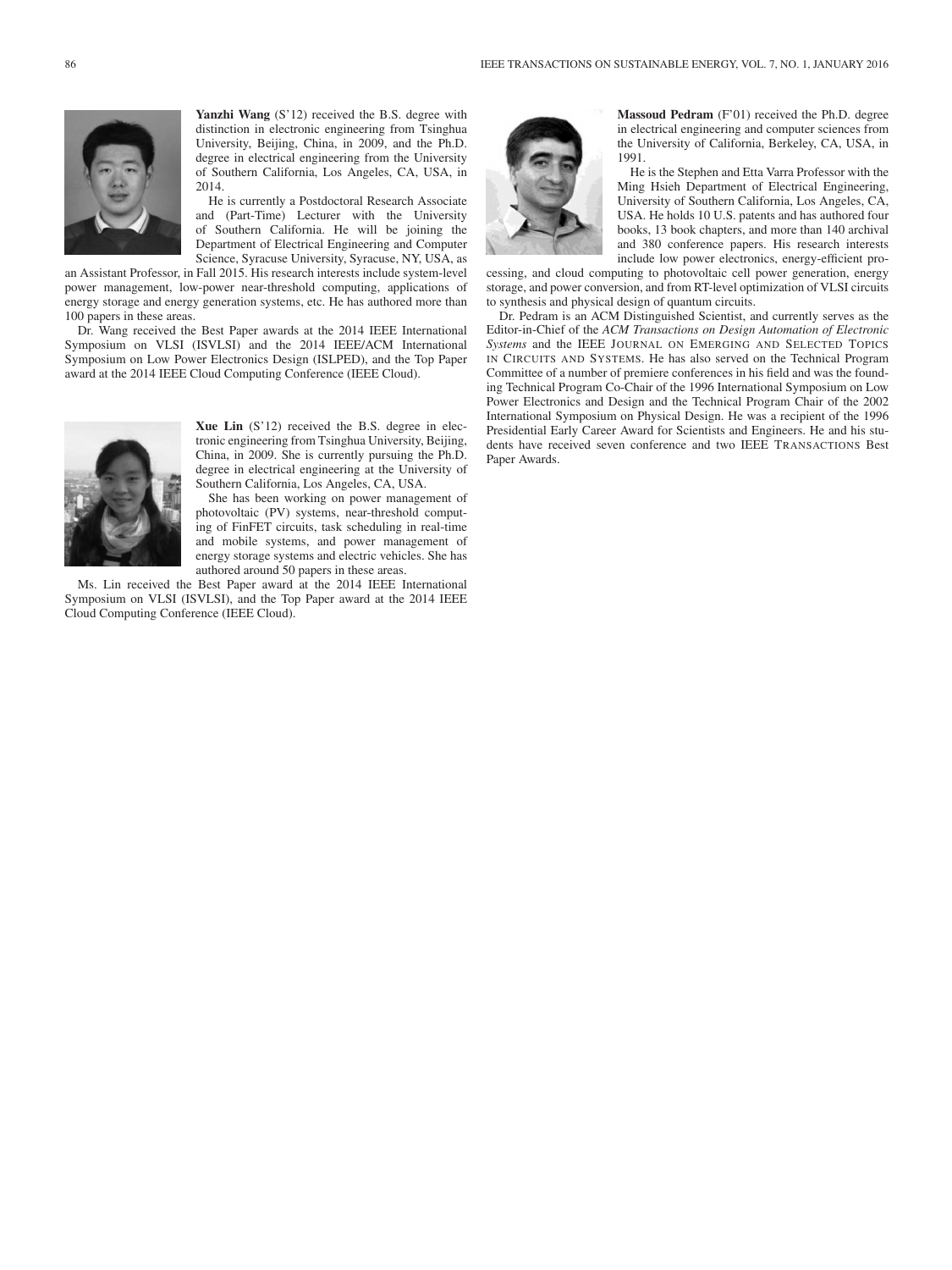**Yanzhi Wang** (S'12) received the B.S. degree with distinction in electronic engineering from Tsinghua University, Beijing, China, in 2009, and the Ph.D. degree in electrical engineering from the University of Southern California, Los Angeles, CA, USA, in 2014.

He is currently a Postdoctoral Research Associate and (Part-Time) Lecturer with the University of Southern California. He will be joining the Department of Electrical Engineering and Computer Science, Syracuse University, Syracuse, NY, USA, as an Assistant Professor, in Fall 2015. His research interests include system-level power management, low-power near-threshold computing, applications of energy storage and energy generation systems, etc. He has authored more than 100 papers in these areas.

Dr. Wang received the Best Paper awards at the 2014 IEEE International Symposium on VLSI (ISVLSI) and the 2014 IEEE/ACM International Symposium on Low Power Electronics Design (ISLPED), and the Top Paper award at the 2014 IEEE Cloud Computing Conference (IEEE Cloud).

**Xue Lin** (S'12) received the B.S. degree in electronic engineering from Tsinghua University, Beijing, China, in 2009. She is currently pursuing the Ph.D. degree in electrical engineering at the University of Southern California, Los Angeles, CA, USA.

She has been working on power management of photovoltaic (PV) systems, near-threshold computing of FinFET circuits, task scheduling in real-time and mobile systems, and power management of energy storage systems and electric vehicles. She has authored around 50 papers in these areas.

Ms. Lin received the Best Paper award at the 2014 IEEE International Symposium on VLSI (ISVLSI), and the Top Paper award at the 2014 IEEE Cloud Computing Conference (IEEE Cloud).

**Massoud Pedram** (F'01) received the Ph.D. degree in electrical engineering and computer sciences from the University of California, Berkeley, CA, USA, in 1991.

He is the Stephen and Etta Varra Professor with the Ming Hsieh Department of Electrical Engineering, University of Southern California, Los Angeles, CA, USA. He holds 10 U.S. patents and has authored four books, 13 book chapters, and more than 140 archival and 380 conference papers. His research interests include low power electronics, energy-efficient processing, and cloud computing to photovoltaic cell power generation, energy storage, and power conversion, and from RT-level optimization of VLSI circuits to synthesis and physical design of quantum circuits.

Dr. Pedram is an ACM Distinguished Scientist, and currently serves as the Editor-in-Chief of the *ACM Transactions on Design Automation of Electronic Systems* and the IEEE JOURNAL ON EMERGING AND SELECTED TOPICS IN CIRCUITS AND SYSTEMS. He has also served on the Technical Program Committee of a number of premiere conferences in his field and was the founding Technical Program Co-Chair of the 1996 International Symposium on Low Power Electronics and Design and the Technical Program Chair of the 2002 International Symposium on Physical Design. He was a recipient of the 1996 Presidential Early Career Award for Scientists and Engineers. He and his students have received seven conference and two IEEE TRANSACTIONS Best Paper Awards.